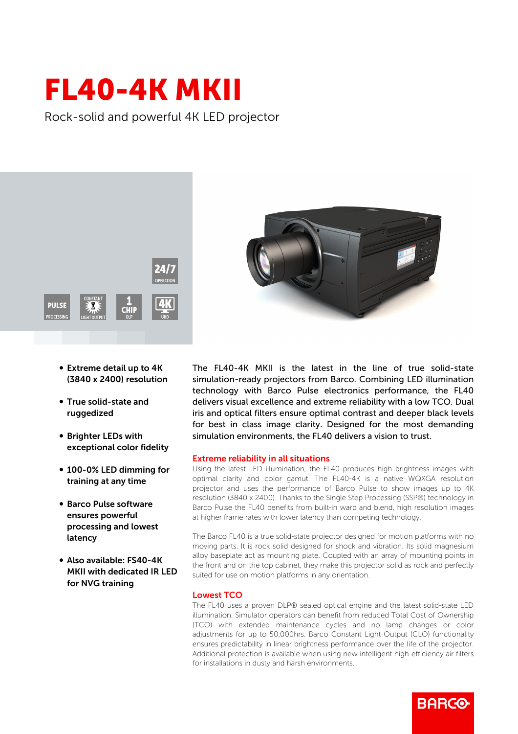# FL40-4K MKII

Rock-solid and powerful 4K LED projector

- **Extreme detail up to 4K (3840 x 2400) resolution**
- **True solid-state and ruggedized**
- **Brighter LEDs with exceptional color fidelity**
- **100-0% LED dimming for training at any time**
- **Barco Pulse software ensures powerful processing and lowest latency**
- **Also available: FS40-4K MKII with dedicated IR LED for NVG training**

The FL40-4K MKII is the latest in the line of true solid-state simulation-ready projectors from Barco. Combining LED illumination technology with Barco Pulse electronics performance, the FL40 delivers visual excellence and extreme reliability with a low TCO. Dual iris and optical filters ensure optimal contrast and deeper black levels for best in class image clarity. Designed for the most demanding simulation environments, the FL40 delivers a vision to trust.

## Extreme reliability in all situations

Using the latest LED illumination, the FL40 produces high brightness images with optimal clarity and color gamut. The FL40-4K is a native WQXGA resolution projector and uses the performance of Barco Pulse to show images up to 4K resolution (3840 x 2400). Thanks to the Single Step Processing (SSP®) technology in Barco Pulse the FL40 benefits from built-in warp and blend, high resolution images at higher frame rates with lower latency than competing technology.

The Barco FL40 is a true solid-state projector designed for motion platforms with no moving parts. It is rock solid designed for shock and vibration. Its solid magnesium alloy baseplate act as mounting plate. Coupled with an array of mounting points in the front and on the top cabinet, they make this projector solid as rock and perfectly suited for use on motion platforms in any orientation.

## Lowest TCO

The FL40 uses a proven DLP® sealed optical engine and the latest solid-state LED illumination. Simulator operators can benefit from reduced Total Cost of Ownership (TCO) with extended maintenance cycles and no lamp changes or color adjustments for up to 50,000hrs. Barco Constant Light Output (CLO) functionality ensures predictability in linear brightness performance over the life of the projector. Additional protection is available when using new intelligent high-efficiency air filters for installations in dusty and harsh environments.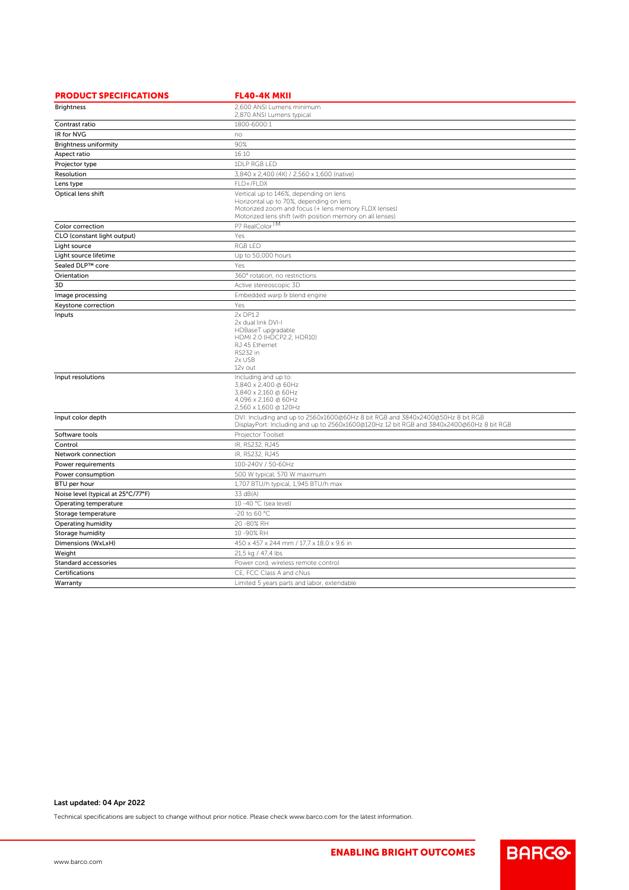| PRODUCT SPECIFICATIONS | FL40-4K MKII |
| --- | --- |
| Brightness | 2,600 ANSI Lumens minimum<br>2,870 ANSI Lumens typical |
| Contrast ratio | 1800-6000:1 |
| IR for NVG | no |
| Brightness uniformity | 90% |
| Aspect ratio | 16:10 |
| Projector type | 1DLP RGB LED |
| Resolution | 3,840 x 2,400 (4K) / 2,560 x 1,600 (native) |
| Lens type | FLD+/FLDX |
| Optical lens shift | Vertical up to 146%, depending on lens<br>Horizontal up to 70%, depending on lens<br>Motorized zoom and focus (+ lens memory FLDX lenses)<br>Motorized lens shift (with position memory on all lenses) |
| Color correction | P7 RealColor™ |
| CLO (constant light output) | Yes |
| Light source | RGB LED |
| Light source lifetime | Up to 50,000 hours |
| Sealed DLP™ core | Yes |
| Orientation | 360° rotation, no restrictions |
| 3D | Active stereoscopic 3D |
| Image processing | Embedded warp & blend engine |
| Keystone correction | Yes |
| Inputs | 2x DP1.2<br>2x dual link DVI-I<br>HDBaseT upgradable<br>HDMI 2.0 (HDCP2.2, HDR10)<br>RJ 45 Ethernet<br>RS232 in<br>2x USB<br>12v out |
| Input resolutions | Including and up to:<br>3,840 x 2,400 @ 60Hz<br>3,840 x 2,160 @ 60Hz<br>4,096 x 2,160 @ 60Hz<br>2,560 x 1,600 @ 120Hz |
| Input color depth | DVI: Including and up to 2560x1600@60Hz 8 bit RGB and 3840x2400@50Hz 8 bit RGB<br>DisplayPort: Including and up to 2560x1600@120Hz 12 bit RGB and 3840x2400@60Hz 8 bit RGB |
| Software tools | Projector Toolset |
| Control | IR, RS232, RJ45 |
| Network connection | IR, RS232, RJ45 |
| Power requirements | 100-240V / 50-60Hz |
| Power consumption | 500 W typical, 570 W maximum |
| BTU per hour | 1,707 BTU/h typical, 1,945 BTU/h max |
| Noise level (typical at 25°C/77°F) | 33 dB(A) |
| Operating temperature | 10 -40 °C (sea level) |
| Storage temperature | -20 to 60 °C |
| Operating humidity | 20 -80% RH |
| Storage humidity | 10 -90% RH |
| Dimensions (WxLxH) | 450 x 457 x 244 mm / 17,7 x 18,0 x 9,6 in |
| Weight | 21,5 kg / 47,4 lbs |
| Standard accessories | Power cord, wireless remote control |
| Certifications | CE, FCC Class A and cNus |
| Warranty | Limited 5 years parts and labor, extendable |

**Last updated: 04 Apr 2022**

Technical specifications are subject to change without prior notice. Please check www.barco.com for the latest information.

ENABLING BRIGHT OUTCOMES

BARCO

www.barco.com